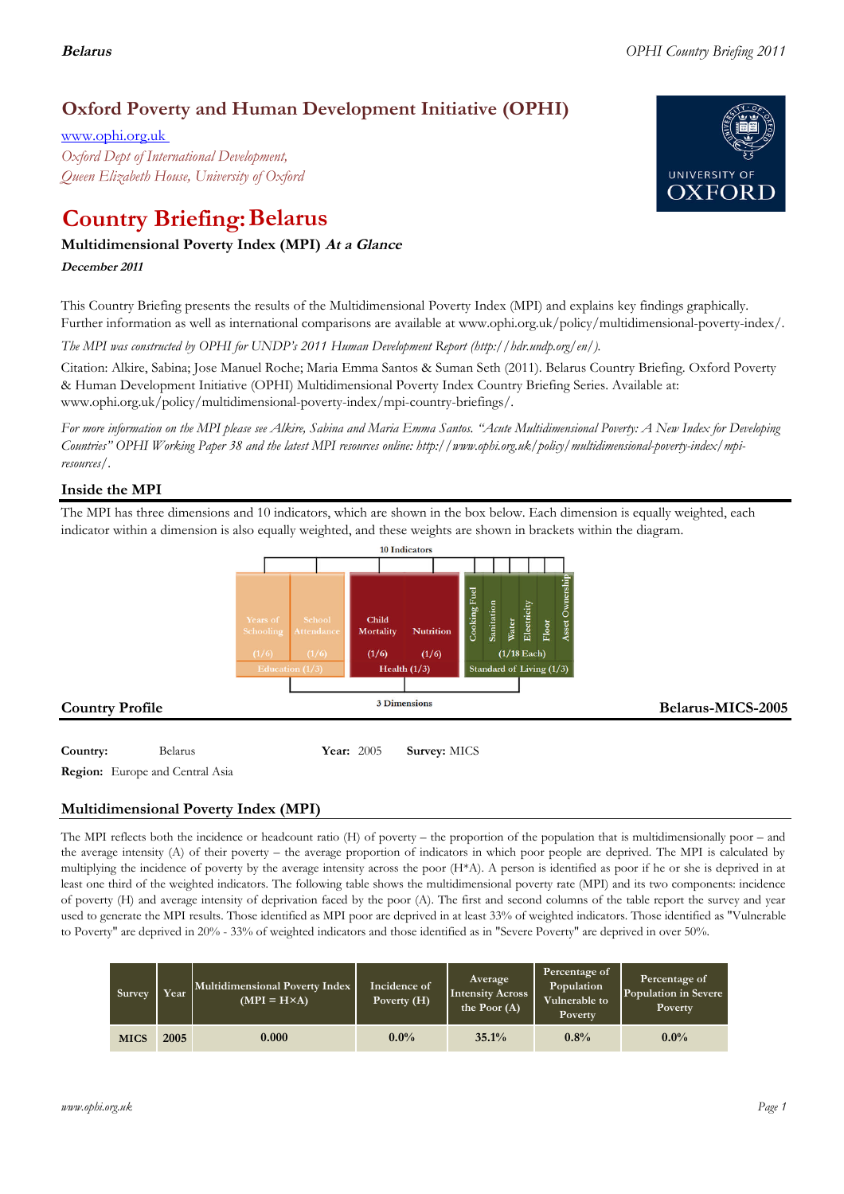# Oxford Poverty and Human Development Initiative (OPHI)

www.ophi.org.uk

*Oxford Dept of International Development,*
*Queen Elizabeth House, University of Oxford*

# Country Briefing: Belarus

### Multidimensional Poverty Index (MPI) *At a Glance*

***December 2011***

This Country Briefing presents the results of the Multidimensional Poverty Index (MPI) and explains key findings graphically. Further information as well as international comparisons are available at www.ophi.org.uk/policy/multidimensional-poverty-index/.

*The MPI was constructed by OPHI for UNDP's 2011 Human Development Report (http://hdr.undp.org/en/).*

Citation: Alkire, Sabina; Jose Manuel Roche; Maria Emma Santos & Suman Seth (2011). Belarus Country Briefing. Oxford Poverty & Human Development Initiative (OPHI) Multidimensional Poverty Index Country Briefing Series. Available at: www.ophi.org.uk/policy/multidimensional-poverty-index/mpi-country-briefings/.

*For more information on the MPI please see Alkire, Sabina and Maria Emma Santos. "Acute Multidimensional Poverty: A New Index for Developing Countries" OPHI Working Paper 38 and the latest MPI resources online: http://www.ophi.org.uk/policy/multidimensional-poverty-index/mpi-resources/.*

## Inside the MPI

The MPI has three dimensions and 10 indicators, which are shown in the box below. Each dimension is equally weighted, each indicator within a dimension is also equally weighted, and these weights are shown in brackets within the diagram.

10 Indicators

| Education (1/3) | | Health (1/3) | | Standard of Living (1/3) | | | | | |
|---|---|---|---|---|---|---|---|---|---|
| Years of Schooling (1/6) | School Attendance (1/6) | Child Mortality (1/6) | Nutrition (1/6) | Cooking Fuel | Sanitation | Water | Electricity | Floor | Asset Ownership |
| | | | | (1/18 Each) | | | | | |

3 Dimensions

## Country Profile

**Belarus-MICS-2005**

**Country:** Belarus **Year:** 2005 **Survey:** MICS

**Region:** Europe and Central Asia

## Multidimensional Poverty Index (MPI)

The MPI reflects both the incidence or headcount ratio (H) of poverty – the proportion of the population that is multidimensionally poor – and the average intensity (A) of their poverty – the average proportion of indicators in which poor people are deprived. The MPI is calculated by multiplying the incidence of poverty by the average intensity across the poor (H\*A). A person is identified as poor if he or she is deprived in at least one third of the weighted indicators. The following table shows the multidimensional poverty rate (MPI) and its two components: incidence of poverty (H) and average intensity of deprivation faced by the poor (A). The first and second columns of the table report the survey and year used to generate the MPI results. Those identified as MPI poor are deprived in at least 33% of weighted indicators. Those identified as "Vulnerable to Poverty" are deprived in 20% - 33% of weighted indicators and those identified as in "Severe Poverty" are deprived in over 50%.

| Survey | Year | Multidimensional Poverty Index (MPI = H×A) | Incidence of Poverty (H) | Average Intensity Across the Poor (A) | Percentage of Population Vulnerable to Poverty | Percentage of Population in Severe Poverty |
|---|---|---|---|---|---|---|
| MICS | 2005 | 0.000 | 0.0% | 35.1% | 0.8% | 0.0% |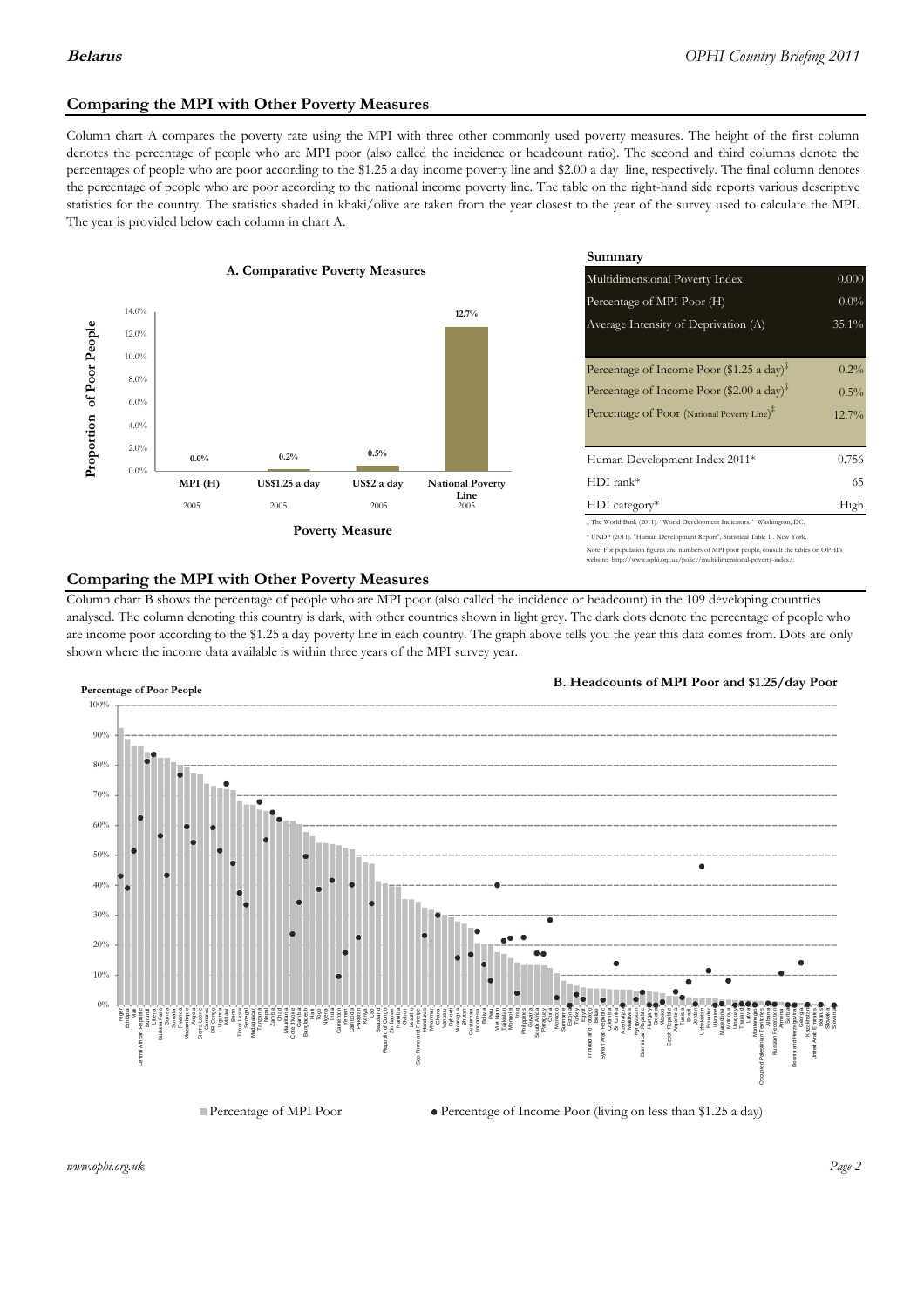## Comparing the MPI with Other Poverty Measures

Column chart A compares the poverty rate using the MPI with three other commonly used poverty measures. The height of the first column denotes the percentage of people who are MPI poor (also called the incidence or headcount ratio). The second and third columns denote the percentages of people who are poor according to the $1.25 a day income poverty line and $2.00 a day line, respectively. The final column denotes the percentage of people who are poor according to the national income poverty line. The table on the right-hand side reports various descriptive statistics for the country. The statistics shaded in khaki/olive are taken from the year closest to the year of the survey used to calculate the MPI. The year is provided below each column in chart A.

**A. Comparative Poverty Measures**

| Poverty Measure | Proportion of Poor People | Year |
|---|---|---|
| MPI (H) | 0.0% | 2005 |
| US$1.25 a day | 0.2% | 2005 |
| US$2 a day | 0.5% | 2005 |
| National Poverty Line | 12.7% | 2005 |

**Summary**

| | |
|---|---|
| Multidimensional Poverty Index | 0.000 |
| Percentage of MPI Poor (H) | 0.0% |
| Average Intensity of Deprivation (A) | 35.1% |
| Percentage of Income Poor ($1.25 a day)‡ | 0.2% |
| Percentage of Income Poor ($2.00 a day)‡ | 0.5% |
| Percentage of Poor (National Poverty Line)‡ | 12.7% |
| Human Development Index 2011* | 0.756 |
| HDI rank* | 65 |
| HDI category* | High |

‡ The World Bank (2011). "World Development Indicators." Washington, DC.

* UNDP (2011). "Human Development Report", Statistical Table 1 . New York.

Note: For population figures and numbers of MPI poor people, consult the tables on OPHI's website: http://www.ophi.org.uk/policy/multidimensional-poverty-index/.

## Comparing the MPI with Other Poverty Measures

Column chart B shows the percentage of people who are MPI poor (also called the incidence or headcount) in the 109 developing countries analysed. The column denoting this country is dark, with other countries shown in light grey. The dark dots denote the percentage of people who are income poor according to the $1.25 a day poverty line in each country. The graph above tells you the year this data comes from. Dots are only shown where the income data available is within three years of the MPI survey year.

**B. Headcounts of MPI Poor and $1.25/day Poor**

■ Percentage of MPI Poor ● Percentage of Income Poor (living on less than $1.25 a day)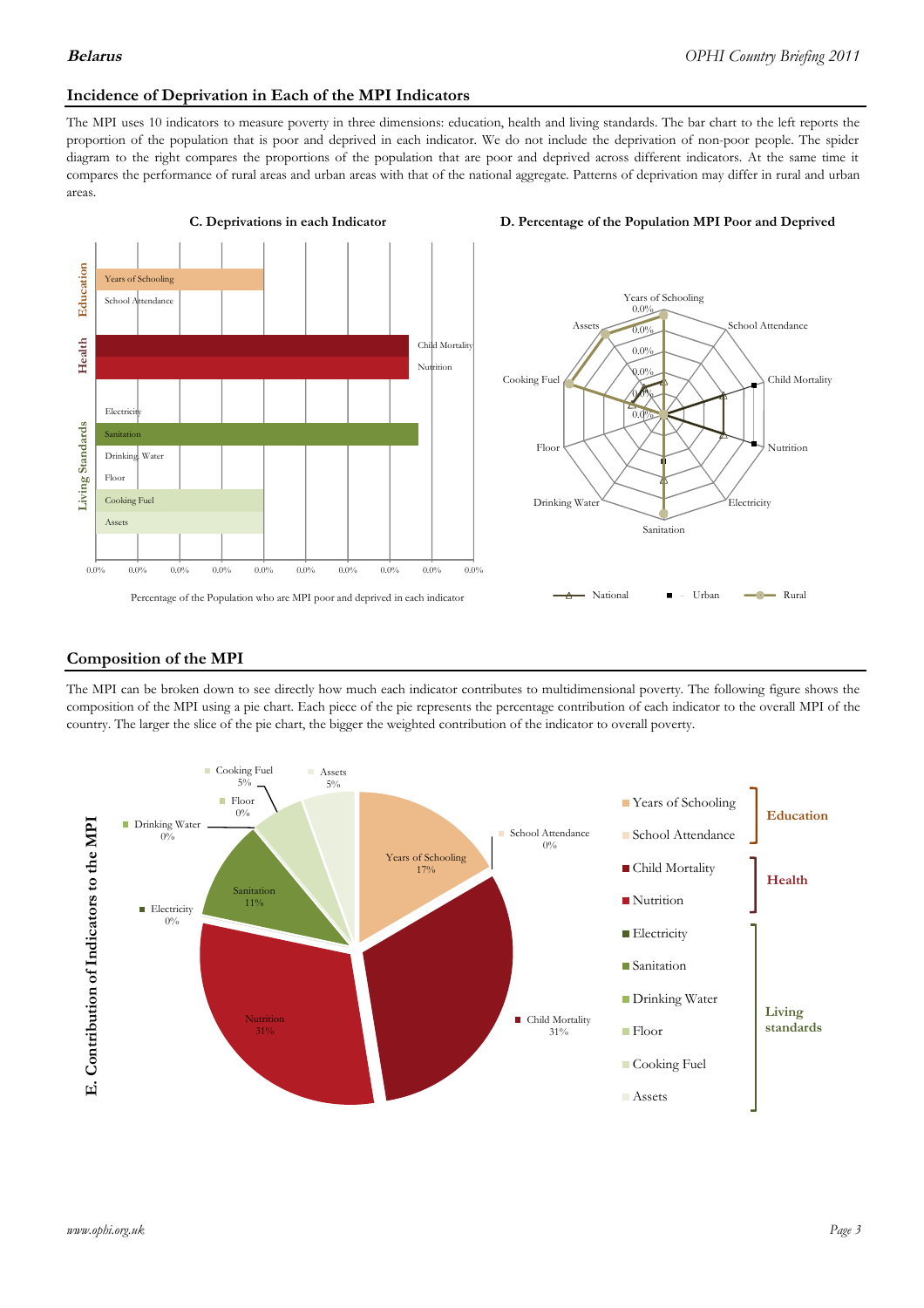## Incidence of Deprivation in Each of the MPI Indicators

The MPI uses 10 indicators to measure poverty in three dimensions: education, health and living standards. The bar chart to the left reports the proportion of the population that is poor and deprived in each indicator. We do not include the deprivation of non-poor people. The spider diagram to the right compares the proportions of the population that are poor and deprived across different indicators. At the same time it compares the performance of rural areas and urban areas with that of the national aggregate. Patterns of deprivation may differ in rural and urban areas.

**C. Deprivations in each Indicator**

Percentage of the Population who are MPI poor and deprived in each indicator

**D. Percentage of the Population MPI Poor and Deprived**

## Composition of the MPI

The MPI can be broken down to see directly how much each indicator contributes to multidimensional poverty. The following figure shows the composition of the MPI using a pie chart. Each piece of the pie represents the percentage contribution of each indicator to the overall MPI of the country. The larger the slice of the pie chart, the bigger the weighted contribution of the indicator to overall poverty.

**E. Contribution of Indicators to the MPI**

| Dimension | Indicator | Contribution |
|---|---|---|
| Education | Years of Schooling | 17% |
| | School Attendance | 0% |
| Health | Child Mortality | 31% |
| | Nutrition | 31% |
| Living standards | Electricity | 0% |
| | Sanitation | 11% |
| | Drinking Water | 0% |
| | Floor | 0% |
| | Cooking Fuel | 5% |
| | Assets | 5% |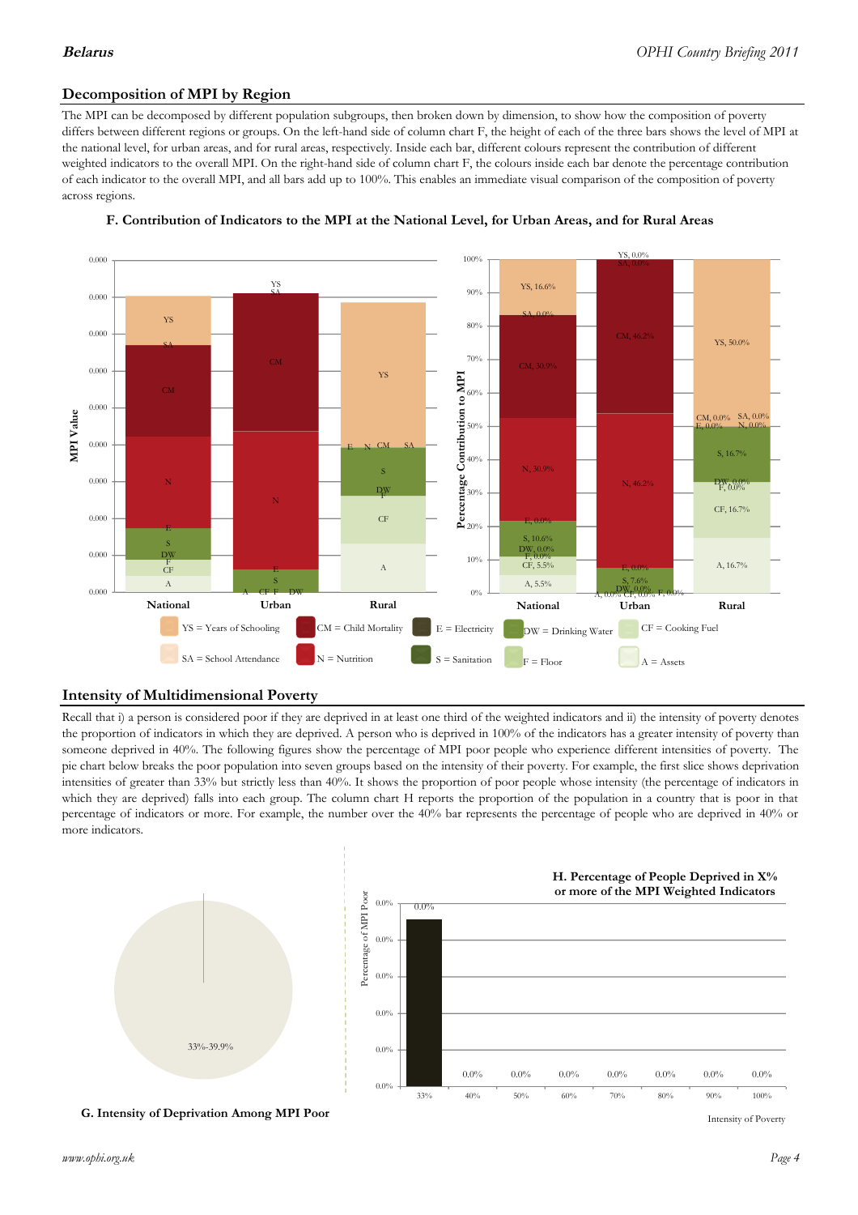## Decomposition of MPI by Region

The MPI can be decomposed by different population subgroups, then broken down by dimension, to show how the composition of poverty differs between different regions or groups. On the left-hand side of column chart F, the height of each of the three bars shows the level of MPI at the national level, for urban areas, and for rural areas, respectively. Inside each bar, different colours represent the contribution of different weighted indicators to the overall MPI. On the right-hand side of column chart F, the colours inside each bar denote the percentage contribution of each indicator to the overall MPI, and all bars add up to 100%. This enables an immediate visual comparison of the composition of poverty across regions.

**F. Contribution of Indicators to the MPI at the National Level, for Urban Areas, and for Rural Areas**

MPI Value
0.000
0.000
0.000
0.000
0.000
0.000
0.000
0.000
0.000
0.000

National: YS, SA, CM, N, E, S, DW, F, CF, A
Urban: YS, SA, CM, N, E, S, A, CF, F, DW
Rural: YS, E, N, CM, SA, S, DW, F, CF, A

Percentage Contribution to MPI
100%
90%
80%
70%
60%
50%
40%
30%
20%
10%
0%

National: YS, 16.6%; SA, 0.0%; CM, 30.9%; N, 30.9%; E, 0.0%; S, 10.6%; DW, 0.0%; F, 0.0%; CF, 5.5%; A, 5.5%
Urban: YS, 0.0%; SA, 0.0%; CM, 46.2%; N, 46.2%; E, 0.0%; S, 7.6%; DW, 0.0%; A, 0.0%; CF, 0.0%; F, 0.0%
Rural: YS, 50.0%; CM, 0.0%; SA, 0.0%; E, 0.0%; N, 0.0%; S, 16.7%; DW, 0.0%; F, 0.0%; CF, 16.7%; A, 16.7%

National Urban Rural

YS = Years of Schooling
CM = Child Mortality
E = Electricity
DW = Drinking Water
CF = Cooking Fuel
SA = School Attendance
N = Nutrition
S = Sanitation
F = Floor
A = Assets

## Intensity of Multidimensional Poverty

Recall that i) a person is considered poor if they are deprived in at least one third of the weighted indicators and ii) the intensity of poverty denotes the proportion of indicators in which they are deprived. A person who is deprived in 100% of the indicators has a greater intensity of poverty than someone deprived in 40%. The following figures show the percentage of MPI poor people who experience different intensities of poverty. The pie chart below breaks the poor population into seven groups based on the intensity of their poverty. For example, the first slice shows deprivation intensities of greater than 33% but strictly less than 40%. It shows the proportion of poor people whose intensity (the percentage of indicators in which they are deprived) falls into each group. The column chart H reports the proportion of the population in a country that is poor in that percentage of indicators or more. For example, the number over the 40% bar represents the percentage of people who are deprived in 40% or more indicators.

33%-39.9%

**G. Intensity of Deprivation Among MPI Poor**

**H. Percentage of People Deprived in X% or more of the MPI Weighted Indicators**

Percentage of MPI Poor
0.0%
0.0%
0.0%
0.0%
0.0%
0.0%

0.0% 0.0% 0.0% 0.0% 0.0% 0.0% 0.0% 0.0%

33% 40% 50% 60% 70% 80% 90% 100%

Intensity of Poverty